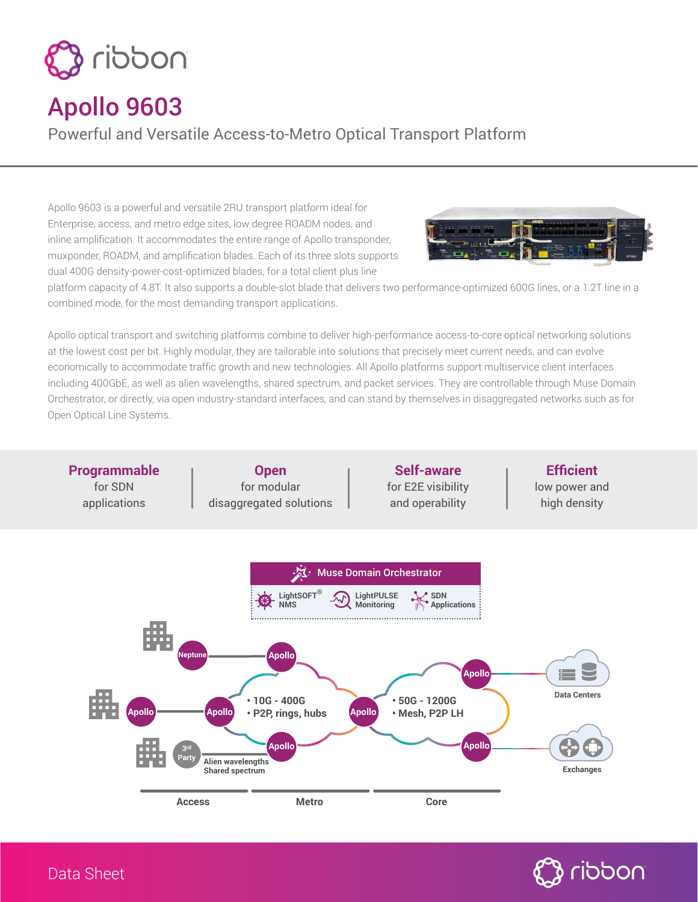ribbon

# Apollo 9603

## Powerful and Versatile Access-to-Metro Optical Transport Platform

Apollo 9603 is a powerful and versatile 2RU transport platform ideal for Enterprise, access, and metro edge sites, low degree ROADM nodes, and inline amplification. It accommodates the entire range of Apollo transponder, muxponder, ROADM, and amplification blades. Each of its three slots supports dual 400G density-power-cost-optimized blades, for a total client plus line platform capacity of 4.8T. It also supports a double-slot blade that delivers two performance-optimized 600G lines, or a 1.2T line in a combined mode, for the most demanding transport applications.

Apollo optical transport and switching platforms combine to deliver high-performance access-to-core optical networking solutions at the lowest cost per bit. Highly modular, they are tailorable into solutions that precisely meet current needs, and can evolve economically to accommodate traffic growth and new technologies. All Apollo platforms support multiservice client interfaces including 400GbE, as well as alien wavelengths, shared spectrum, and packet services. They are controllable through Muse Domain Orchestrator, or directly, via open industry-standard interfaces, and can stand by themselves in disaggregated networks such as for Open Optical Line Systems.

**Programmable** for SDN applications

**Open** for modular disaggregated solutions

**Self-aware** for E2E visibility and operability

**Efficient** low power and high density

Muse Domain Orchestrator

LightSOFT® NMS | LightPULSE Monitoring | SDN Applications

Neptune | Apollo | Apollo | Apollo | Apollo | Apollo | Apollo | Apollo | Apollo | 3rd Party

• 10G - 400G
• P2P, rings, hubs

• 50G - 1200G
• Mesh, P2P LH

Alien wavelengths
Shared spectrum

Data Centers

Exchanges

Access | Metro | Core

Data Sheet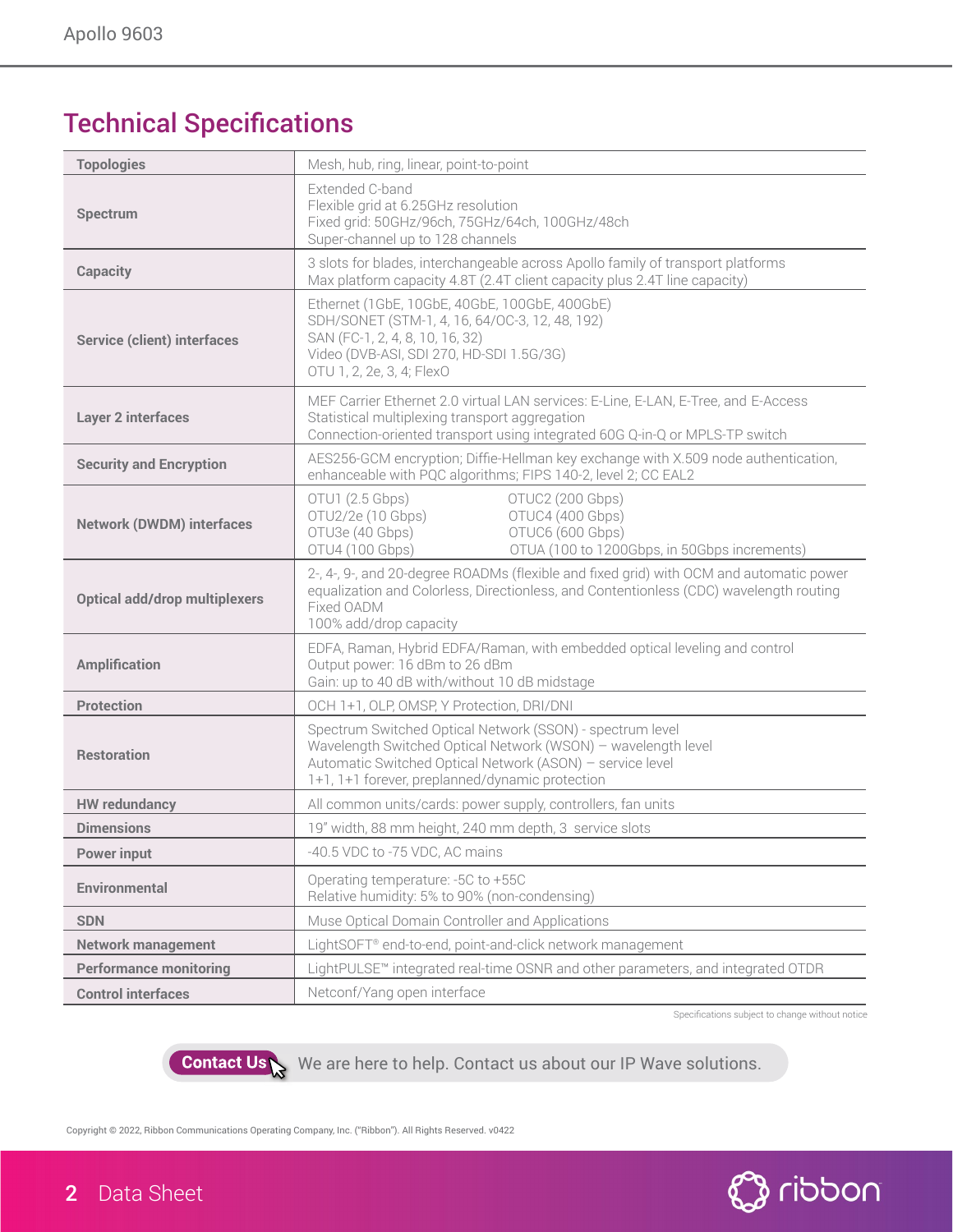## Technical Specifications

| | |
|---|---|
| **Topologies** | Mesh, hub, ring, linear, point-to-point |
| **Spectrum** | Extended C-band<br>Flexible grid at 6.25GHz resolution<br>Fixed grid: 50GHz/96ch, 75GHz/64ch, 100GHz/48ch<br>Super-channel up to 128 channels |
| **Capacity** | 3 slots for blades, interchangeable across Apollo family of transport platforms<br>Max platform capacity 4.8T (2.4T client capacity plus 2.4T line capacity) |
| **Service (client) interfaces** | Ethernet (1GbE, 10GbE, 40GbE, 100GbE, 400GbE)<br>SDH/SONET (STM-1, 4, 16, 64/OC-3, 12, 48, 192)<br>SAN (FC-1, 2, 4, 8, 10, 16, 32)<br>Video (DVB-ASI, SDI 270, HD-SDI 1.5G/3G)<br>OTU 1, 2, 2e, 3, 4; FlexO |
| **Layer 2 interfaces** | MEF Carrier Ethernet 2.0 virtual LAN services: E-Line, E-LAN, E-Tree, and E-Access<br>Statistical multiplexing transport aggregation<br>Connection-oriented transport using integrated 60G Q-in-Q or MPLS-TP switch |
| **Security and Encryption** | AES256-GCM encryption; Diffie-Hellman key exchange with X.509 node authentication, enhanceable with PQC algorithms; FIPS 140-2, level 2; CC EAL2 |
| **Network (DWDM) interfaces** | OTU1 (2.5 Gbps)<br>OTU2/2e (10 Gbps)<br>OTU3e (40 Gbps)<br>OTU4 (100 Gbps)<br>OTUC2 (200 Gbps)<br>OTUC4 (400 Gbps)<br>OTUC6 (600 Gbps)<br>OTUA (100 to 1200Gbps, in 50Gbps increments) |
| **Optical add/drop multiplexers** | 2-, 4-, 9-, and 20-degree ROADMs (flexible and fixed grid) with OCM and automatic power equalization and Colorless, Directionless, and Contentionless (CDC) wavelength routing<br>Fixed OADM<br>100% add/drop capacity |
| **Amplification** | EDFA, Raman, Hybrid EDFA/Raman, with embedded optical leveling and control<br>Output power: 16 dBm to 26 dBm<br>Gain: up to 40 dB with/without 10 dB midstage |
| **Protection** | OCH 1+1, OLP, OMSP, Y Protection, DRI/DNI |
| **Restoration** | Spectrum Switched Optical Network (SSON) - spectrum level<br>Wavelength Switched Optical Network (WSON) – wavelength level<br>Automatic Switched Optical Network (ASON) – service level<br>1+1, 1+1 forever, preplanned/dynamic protection |
| **HW redundancy** | All common units/cards: power supply, controllers, fan units |
| **Dimensions** | 19" width, 88 mm height, 240 mm depth, 3 service slots |
| **Power input** | -40.5 VDC to -75 VDC, AC mains |
| **Environmental** | Operating temperature: -5C to +55C<br>Relative humidity: 5% to 90% (non-condensing) |
| **SDN** | Muse Optical Domain Controller and Applications |
| **Network management** | LightSOFT® end-to-end, point-and-click network management |
| **Performance monitoring** | LightPULSE™ integrated real-time OSNR and other parameters, and integrated OTDR |
| **Control interfaces** | Netconf/Yang open interface |

Specifications subject to change without notice

**Contact Us** We are here to help. Contact us about our IP Wave solutions.

Copyright © 2022, Ribbon Communications Operating Company, Inc. ("Ribbon"). All Rights Reserved. v0422